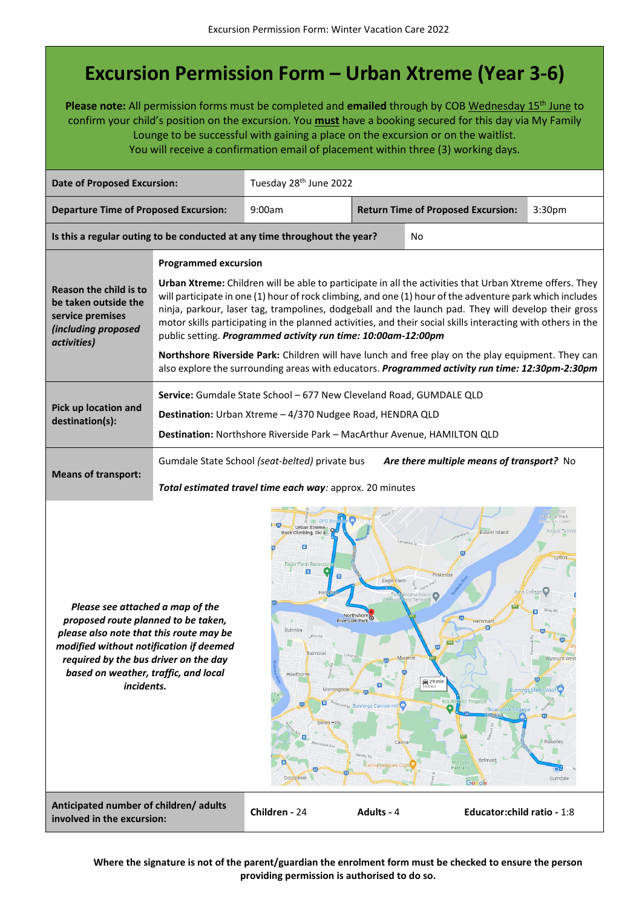# Excursion Permission Form – Urban Xtreme (Year 3-6)

**Please note:** All permission forms must be completed and **emailed** through by COB Wednesday 15th June to confirm your child's position on the excursion. You **must** have a booking secured for this day via My Family Lounge to be successful with gaining a place on the excursion or on the waitlist.
You will receive a confirmation email of placement within three (3) working days.

| | | | |
|---|---|---|---|
| **Date of Proposed Excursion:** | Tuesday 28th June 2022 | | |
| **Departure Time of Proposed Excursion:** | 9:00am | **Return Time of Proposed Excursion:** | 3:30pm |
| **Is this a regular outing to be conducted at any time throughout the year?** | No | | |

**Reason the child is to be taken outside the service premises *(including proposed activities)***

**Programmed excursion**

**Urban Xtreme:** Children will be able to participate in all the activities that Urban Xtreme offers. They will participate in one (1) hour of rock climbing, and one (1) hour of the adventure park which includes ninja, parkour, laser tag, trampolines, dodgeball and the launch pad. They will develop their gross motor skills participating in the planned activities, and their social skills interacting with others in the public setting. ***Programmed activity run time: 10:00am-12:00pm***

**Northshore Riverside Park:** Children will have lunch and free play on the play equipment. They can also explore the surrounding areas with educators. ***Programmed activity run time: 12:30pm-2:30pm***

**Pick up location and destination(s):**

**Service:** Gumdale State School – 677 New Cleveland Road, GUMDALE QLD

**Destination:** Urban Xtreme – 4/370 Nudgee Road, HENDRA QLD

**Destination:** Northshore Riverside Park – MacArthur Avenue, HAMILTON QLD

**Means of transport:**

Gumdale State School *(seat-belted)* private bus ***Are there multiple means of transport?*** No

***Total estimated travel time each way**: approx. 20 minutes*

***Please see attached a map of the proposed route planned to be taken, please also note that this route may be modified without notification if deemed required by the bus driver on the day based on weather, traffic, and local incidents.***

| **Anticipated number of children/ adults involved in the excursion:** | **Children** - 24 | **Adults** - 4 | **Educator:child ratio** - 1:8 |
|---|---|---|---|

**Where the signature is not of the parent/guardian the enrolment form must be checked to ensure the person providing permission is authorised to do so.**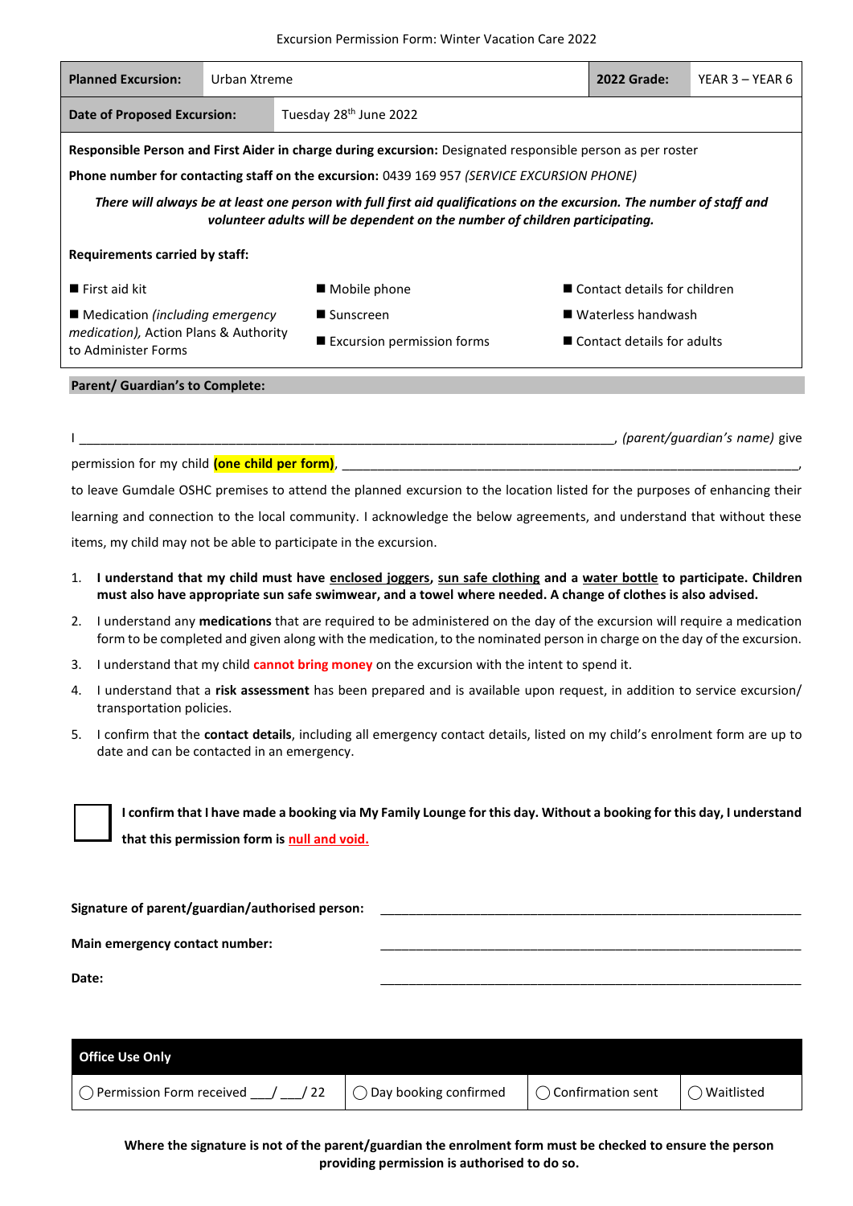Excursion Permission Form: Winter Vacation Care 2022

| | | | |
|---|---|---|---|
| **Planned Excursion:** | Urban Xtreme | **2022 Grade:** | YEAR 3 – YEAR 6 |
| **Date of Proposed Excursion:** | Tuesday 28th June 2022 | | |

**Responsible Person and First Aider in charge during excursion:** Designated responsible person as per roster

**Phone number for contacting staff on the excursion:** 0439 169 957 *(SERVICE EXCURSION PHONE)*

***There will always be at least one person with full first aid qualifications on the excursion. The number of staff and volunteer adults will be dependent on the number of children participating.***

**Requirements carried by staff:**

- First aid kit
- Medication *(including emergency medication)*, Action Plans & Authority to Administer Forms
- Mobile phone
- Sunscreen
- Excursion permission forms
- Contact details for children
- Waterless handwash
- Contact details for adults

**Parent/ Guardian's to Complete:**

I ______________________________________________________________________, *(parent/guardian's name)* give permission for my child **(one child per form)**, ____________________________________________________, to leave Gumdale OSHC premises to attend the planned excursion to the location listed for the purposes of enhancing their learning and connection to the local community. I acknowledge the below agreements, and understand that without these items, my child may not be able to participate in the excursion.

1. **I understand that my child must have enclosed joggers, sun safe clothing and a water bottle to participate. Children must also have appropriate sun safe swimwear, and a towel where needed. A change of clothes is also advised.**
2. I understand any **medications** that are required to be administered on the day of the excursion will require a medication form to be completed and given along with the medication, to the nominated person in charge on the day of the excursion.
3. I understand that my child **cannot bring money** on the excursion with the intent to spend it.
4. I understand that a **risk assessment** has been prepared and is available upon request, in addition to service excursion/ transportation policies.
5. I confirm that the **contact details**, including all emergency contact details, listed on my child's enrolment form are up to date and can be contacted in an emergency.

☐ **I confirm that I have made a booking via My Family Lounge for this day. Without a booking for this day, I understand that this permission form is null and void.**

**Signature of parent/guardian/authorised person:** ____________________________________________

**Main emergency contact number:** ____________________________________________

**Date:** ____________________________________________

| **Office Use Only** | | | |
|---|---|---|---|
| ◯ Permission Form received ___/ ___/ 22 | ◯ Day booking confirmed | ◯ Confirmation sent | ◯ Waitlisted |

**Where the signature is not of the parent/guardian the enrolment form must be checked to ensure the person providing permission is authorised to do so.**